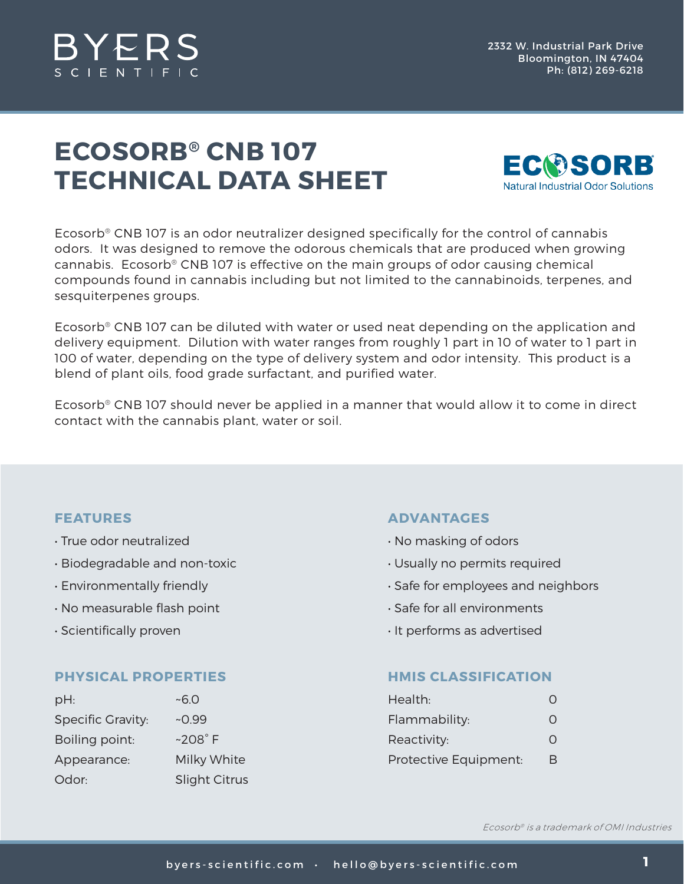# ECOSORB® CNB 107 TECHNICAL DATA SHEET

Ecosorb® CNB 107 is an odor neutralizer designed specifically for the control of cannabis odors. It was designed to remove the odorous chemicals that are produced when growing cannabis. Ecosorb® CNB 107 is effective on the main groups of odor causing chemical compounds found in cannabis including but not limited to the cannabinoids, terpenes, and sesquiterpenes groups.

Ecosorb® CNB 107 can be diluted with water or used neat depending on the application and delivery equipment. Dilution with water ranges from roughly 1 part in 10 of water to 1 part in 100 of water, depending on the type of delivery system and odor intensity. This product is a blend of plant oils, food grade surfactant, and purified water.

Ecosorb® CNB 107 should never be applied in a manner that would allow it to come in direct contact with the cannabis plant, water or soil.

## FEATURES

- True odor neutralized
- Biodegradable and non-toxic
- Environmentally friendly
- No measurable flash point
- Scientifically proven

## ADVANTAGES

- No masking of odors
- Usually no permits required
- Safe for employees and neighbors
- Safe for all environments
- It performs as advertised

## PHYSICAL PROPERTIES

| | |
|---|---|
| pH: | ~6.0 |
| Specific Gravity: | ~0.99 |
| Boiling point: | ~208° F |
| Appearance: | Milky White |
| Odor: | Slight Citrus |

## HMIS CLASSIFICATION

| | |
|---|---|
| Health: | 0 |
| Flammability: | 0 |
| Reactivity: | 0 |
| Protective Equipment: | B |

*Ecosorb® is a trademark of OMI Industries*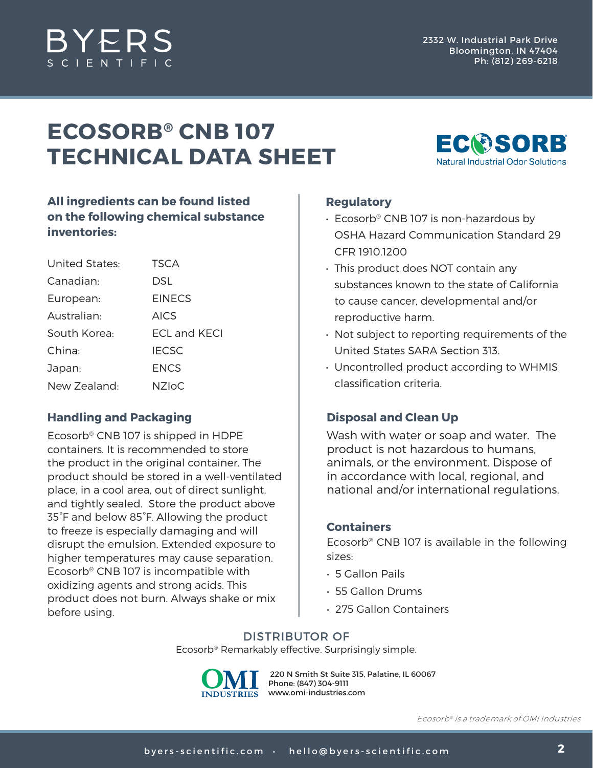# ECOSORB® CNB 107 TECHNICAL DATA SHEET

**All ingredients can be found listed on the following chemical substance inventories:**

| | |
|---|---|
| United States: | TSCA |
| Canadian: | DSL |
| European: | EINECS |
| Australian: | AICS |
| South Korea: | ECL and KECI |
| China: | IECSC |
| Japan: | ENCS |
| New Zealand: | NZIoC |

## Handling and Packaging

Ecosorb® CNB 107 is shipped in HDPE containers. It is recommended to store the product in the original container. The product should be stored in a well-ventilated place, in a cool area, out of direct sunlight, and tightly sealed. Store the product above 35˚F and below 85˚F. Allowing the product to freeze is especially damaging and will disrupt the emulsion. Extended exposure to higher temperatures may cause separation. Ecosorb® CNB 107 is incompatible with oxidizing agents and strong acids. This product does not burn. Always shake or mix before using.

## Regulatory

- Ecosorb® CNB 107 is non-hazardous by OSHA Hazard Communication Standard 29 CFR 1910.1200
- This product does NOT contain any substances known to the state of California to cause cancer, developmental and/or reproductive harm.
- Not subject to reporting requirements of the United States SARA Section 313.
- Uncontrolled product according to WHMIS classification criteria.

## Disposal and Clean Up

Wash with water or soap and water. The product is not hazardous to humans, animals, or the environment. Dispose of in accordance with local, regional, and national and/or international regulations.

## Containers

Ecosorb® CNB 107 is available in the following sizes:

- 5 Gallon Pails
- 55 Gallon Drums
- 275 Gallon Containers

DISTRIBUTOR OF

Ecosorb® Remarkably effective. Surprisingly simple.

OMI INDUSTRIES

220 N Smith St Suite 315, Palatine, IL 60067
Phone: (847) 304-9111
www.omi-industries.com

*Ecosorb® is a trademark of OMI Industries*